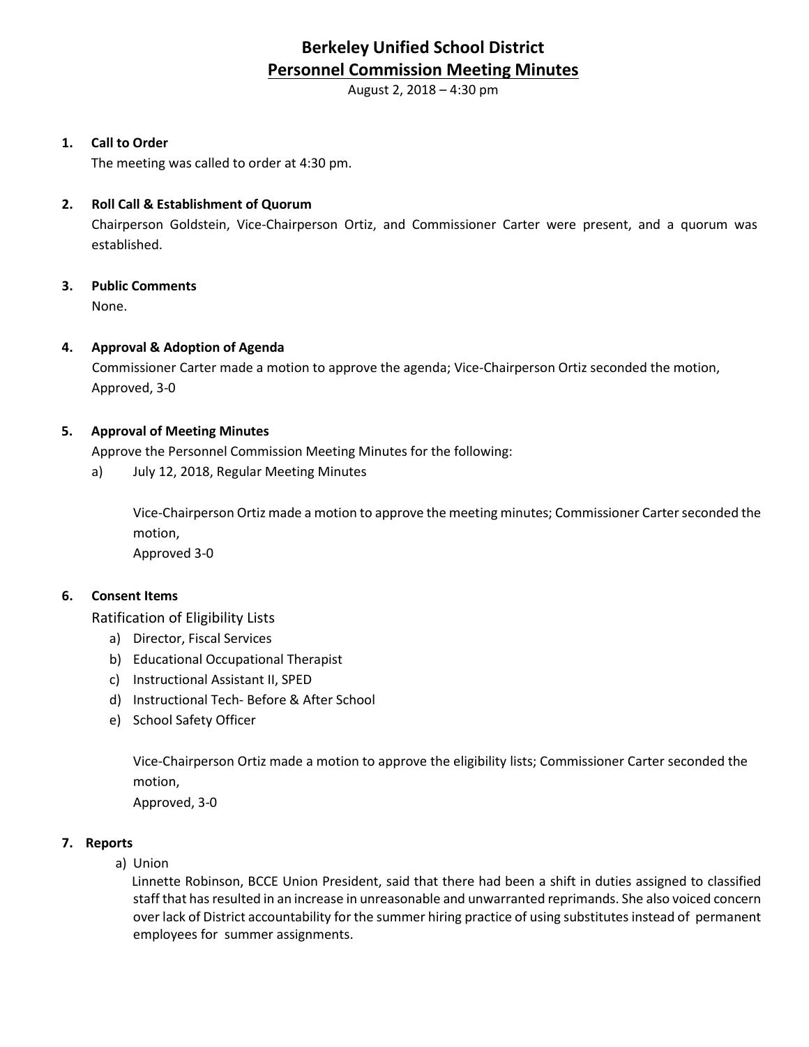# Berkeley Unified School District

## Personnel Commission Meeting Minutes

August 2, 2018 – 4:30 pm

**1. Call to Order**

The meeting was called to order at 4:30 pm.

**2. Roll Call & Establishment of Quorum**

Chairperson Goldstein, Vice-Chairperson Ortiz, and Commissioner Carter were present, and a quorum was established.

**3. Public Comments**

None.

**4. Approval & Adoption of Agenda**

Commissioner Carter made a motion to approve the agenda; Vice-Chairperson Ortiz seconded the motion, Approved, 3-0

**5. Approval of Meeting Minutes**

Approve the Personnel Commission Meeting Minutes for the following:

a) July 12, 2018, Regular Meeting Minutes

Vice-Chairperson Ortiz made a motion to approve the meeting minutes; Commissioner Carter seconded the motion,
Approved 3-0

**6. Consent Items**

Ratification of Eligibility Lists

a) Director, Fiscal Services
b) Educational Occupational Therapist
c) Instructional Assistant II, SPED
d) Instructional Tech- Before & After School
e) School Safety Officer

Vice-Chairperson Ortiz made a motion to approve the eligibility lists; Commissioner Carter seconded the motion,
Approved, 3-0

**7. Reports**

a) Union

Linnette Robinson, BCCE Union President, said that there had been a shift in duties assigned to classified staff that has resulted in an increase in unreasonable and unwarranted reprimands. She also voiced concern over lack of District accountability for the summer hiring practice of using substitutes instead of permanent employees for summer assignments.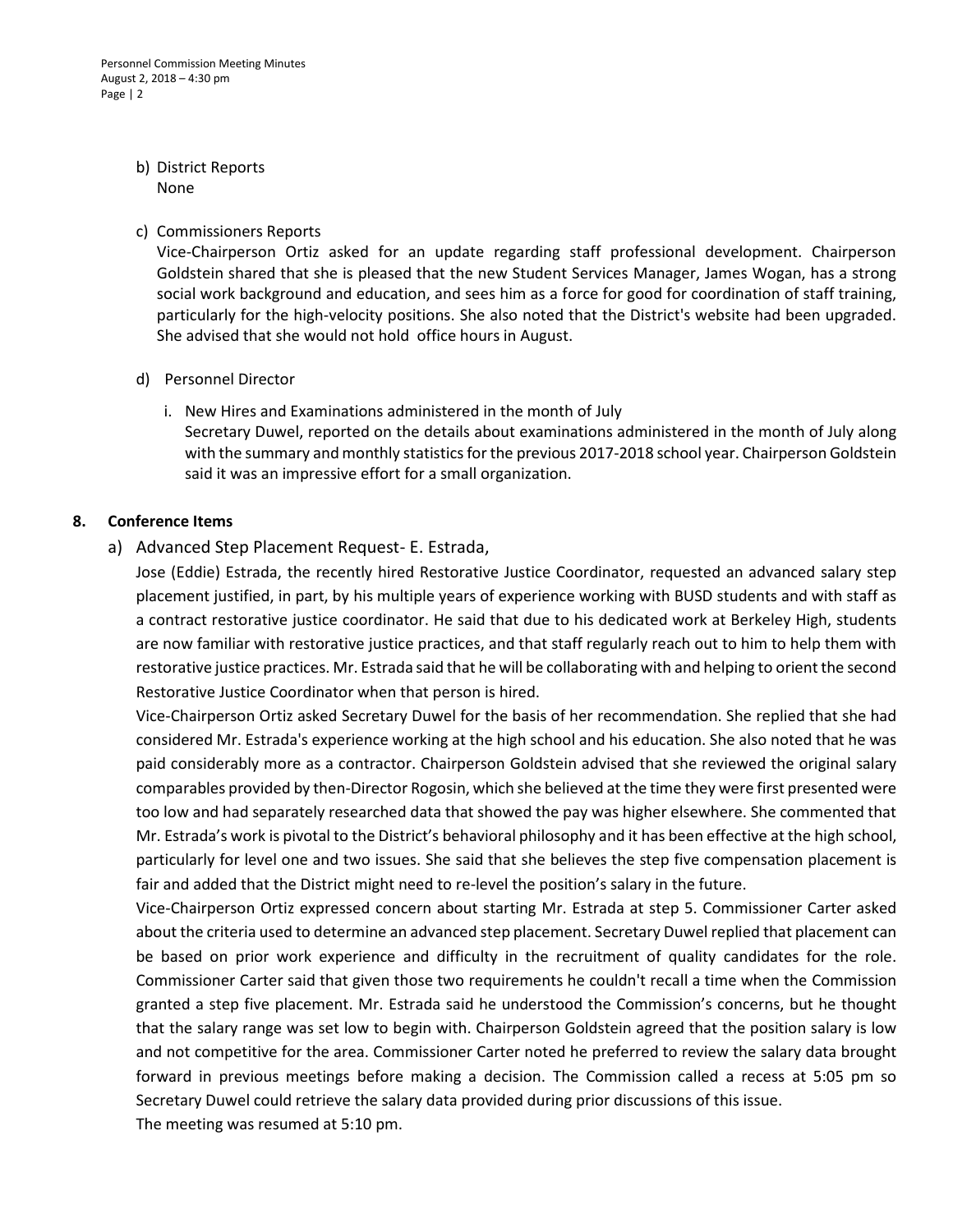b) District Reports
   None

c) Commissioners Reports
   Vice-Chairperson Ortiz asked for an update regarding staff professional development. Chairperson Goldstein shared that she is pleased that the new Student Services Manager, James Wogan, has a strong social work background and education, and sees him as a force for good for coordination of staff training, particularly for the high-velocity positions. She also noted that the District's website had been upgraded. She advised that she would not hold office hours in August.

d) Personnel Director

   i. New Hires and Examinations administered in the month of July
      Secretary Duwel, reported on the details about examinations administered in the month of July along with the summary and monthly statistics for the previous 2017-2018 school year. Chairperson Goldstein said it was an impressive effort for a small organization.

## 8. Conference Items

a) Advanced Step Placement Request- E. Estrada,

Jose (Eddie) Estrada, the recently hired Restorative Justice Coordinator, requested an advanced salary step placement justified, in part, by his multiple years of experience working with BUSD students and with staff as a contract restorative justice coordinator. He said that due to his dedicated work at Berkeley High, students are now familiar with restorative justice practices, and that staff regularly reach out to him to help them with restorative justice practices. Mr. Estrada said that he will be collaborating with and helping to orient the second Restorative Justice Coordinator when that person is hired.

Vice-Chairperson Ortiz asked Secretary Duwel for the basis of her recommendation. She replied that she had considered Mr. Estrada's experience working at the high school and his education. She also noted that he was paid considerably more as a contractor. Chairperson Goldstein advised that she reviewed the original salary comparables provided by then-Director Rogosin, which she believed at the time they were first presented were too low and had separately researched data that showed the pay was higher elsewhere. She commented that Mr. Estrada's work is pivotal to the District's behavioral philosophy and it has been effective at the high school, particularly for level one and two issues. She said that she believes the step five compensation placement is fair and added that the District might need to re-level the position's salary in the future.

Vice-Chairperson Ortiz expressed concern about starting Mr. Estrada at step 5. Commissioner Carter asked about the criteria used to determine an advanced step placement. Secretary Duwel replied that placement can be based on prior work experience and difficulty in the recruitment of quality candidates for the role. Commissioner Carter said that given those two requirements he couldn't recall a time when the Commission granted a step five placement. Mr. Estrada said he understood the Commission's concerns, but he thought that the salary range was set low to begin with. Chairperson Goldstein agreed that the position salary is low and not competitive for the area. Commissioner Carter noted he preferred to review the salary data brought forward in previous meetings before making a decision. The Commission called a recess at 5:05 pm so Secretary Duwel could retrieve the salary data provided during prior discussions of this issue.

The meeting was resumed at 5:10 pm.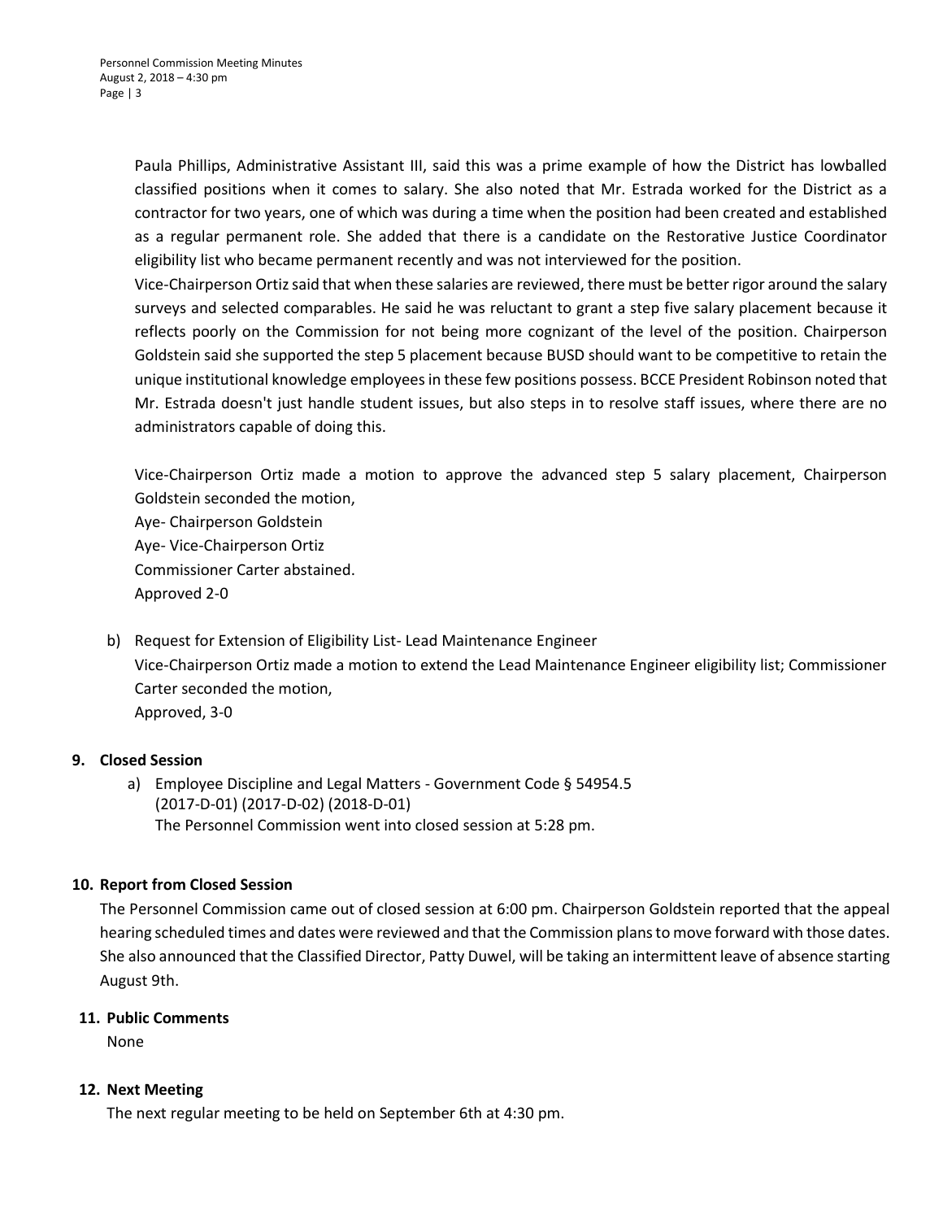Paula Phillips, Administrative Assistant III, said this was a prime example of how the District has lowballed classified positions when it comes to salary. She also noted that Mr. Estrada worked for the District as a contractor for two years, one of which was during a time when the position had been created and established as a regular permanent role. She added that there is a candidate on the Restorative Justice Coordinator eligibility list who became permanent recently and was not interviewed for the position.

Vice-Chairperson Ortiz said that when these salaries are reviewed, there must be better rigor around the salary surveys and selected comparables. He said he was reluctant to grant a step five salary placement because it reflects poorly on the Commission for not being more cognizant of the level of the position. Chairperson Goldstein said she supported the step 5 placement because BUSD should want to be competitive to retain the unique institutional knowledge employees in these few positions possess. BCCE President Robinson noted that Mr. Estrada doesn't just handle student issues, but also steps in to resolve staff issues, where there are no administrators capable of doing this.

Vice-Chairperson Ortiz made a motion to approve the advanced step 5 salary placement, Chairperson Goldstein seconded the motion,
Aye- Chairperson Goldstein
Aye- Vice-Chairperson Ortiz
Commissioner Carter abstained.
Approved 2-0

b) Request for Extension of Eligibility List- Lead Maintenance Engineer
Vice-Chairperson Ortiz made a motion to extend the Lead Maintenance Engineer eligibility list; Commissioner Carter seconded the motion,
Approved, 3-0

**9. Closed Session**

a) Employee Discipline and Legal Matters - Government Code § 54954.5
(2017-D-01) (2017-D-02) (2018-D-01)
The Personnel Commission went into closed session at 5:28 pm.

**10. Report from Closed Session**

The Personnel Commission came out of closed session at 6:00 pm. Chairperson Goldstein reported that the appeal hearing scheduled times and dates were reviewed and that the Commission plans to move forward with those dates. She also announced that the Classified Director, Patty Duwel, will be taking an intermittent leave of absence starting August 9th.

**11. Public Comments**

None

**12. Next Meeting**

The next regular meeting to be held on September 6th at 4:30 pm.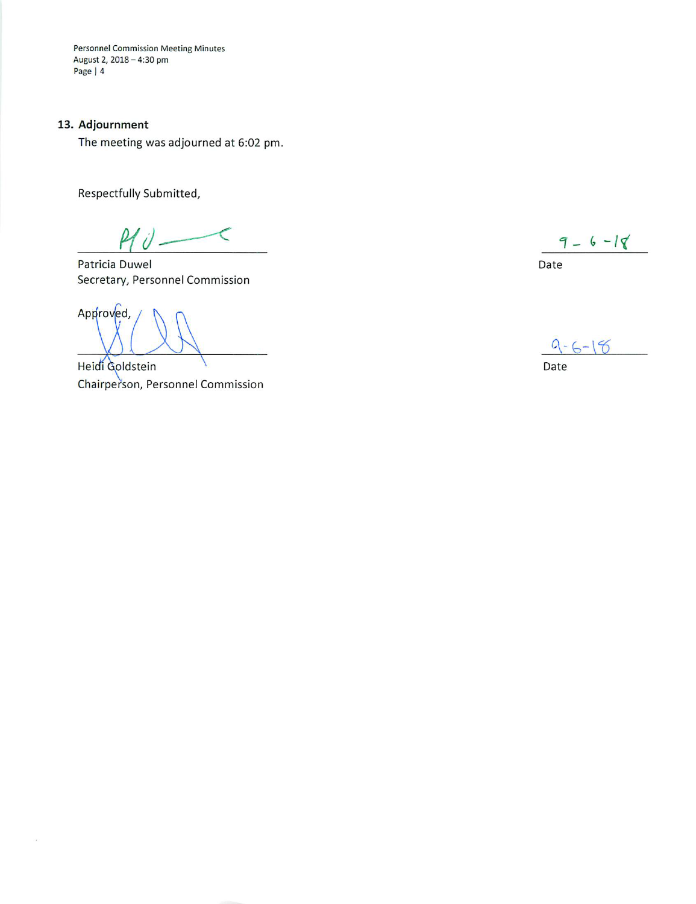## 13. Adjournment

The meeting was adjourned at 6:02 pm.

Respectfully Submitted,

Patricia Duwel
Secretary, Personnel Commission

9-6-18
Date

Approved,

Heidi Goldstein
Chairperson, Personnel Commission

9-6-18
Date